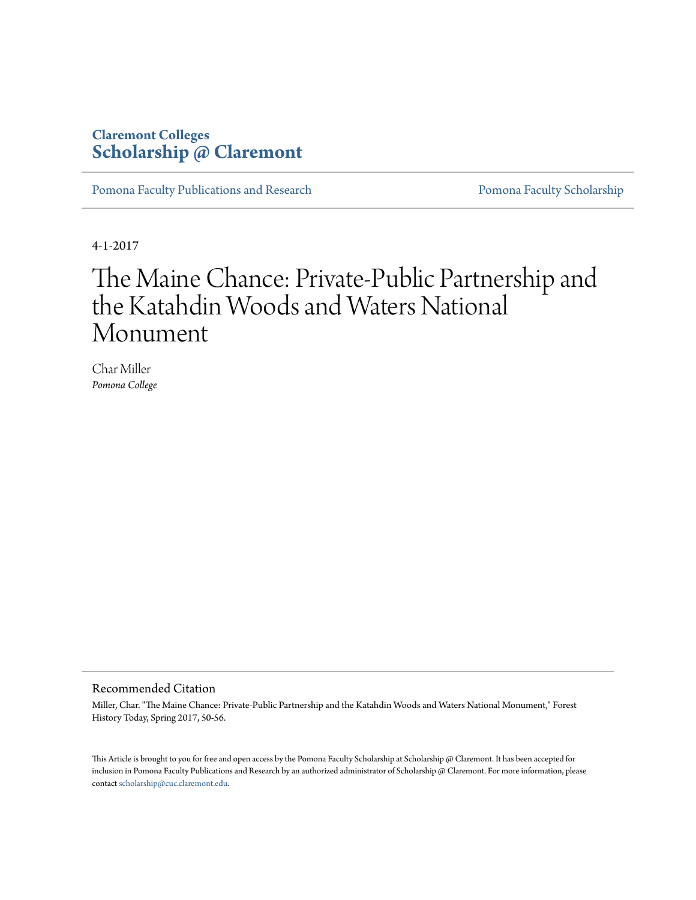Claremont Colleges
**Scholarship @ Claremont**

Pomona Faculty Publications and Research | Pomona Faculty Scholarship

4-1-2017

# The Maine Chance: Private-Public Partnership and the Katahdin Woods and Waters National Monument

Char Miller
*Pomona College*

## Recommended Citation

Miller, Char. "The Maine Chance: Private-Public Partnership and the Katahdin Woods and Waters National Monument," Forest History Today, Spring 2017, 50-56.

This Article is brought to you for free and open access by the Pomona Faculty Scholarship at Scholarship @ Claremont. It has been accepted for inclusion in Pomona Faculty Publications and Research by an authorized administrator of Scholarship @ Claremont. For more information, please contact scholarship@cuc.claremont.edu.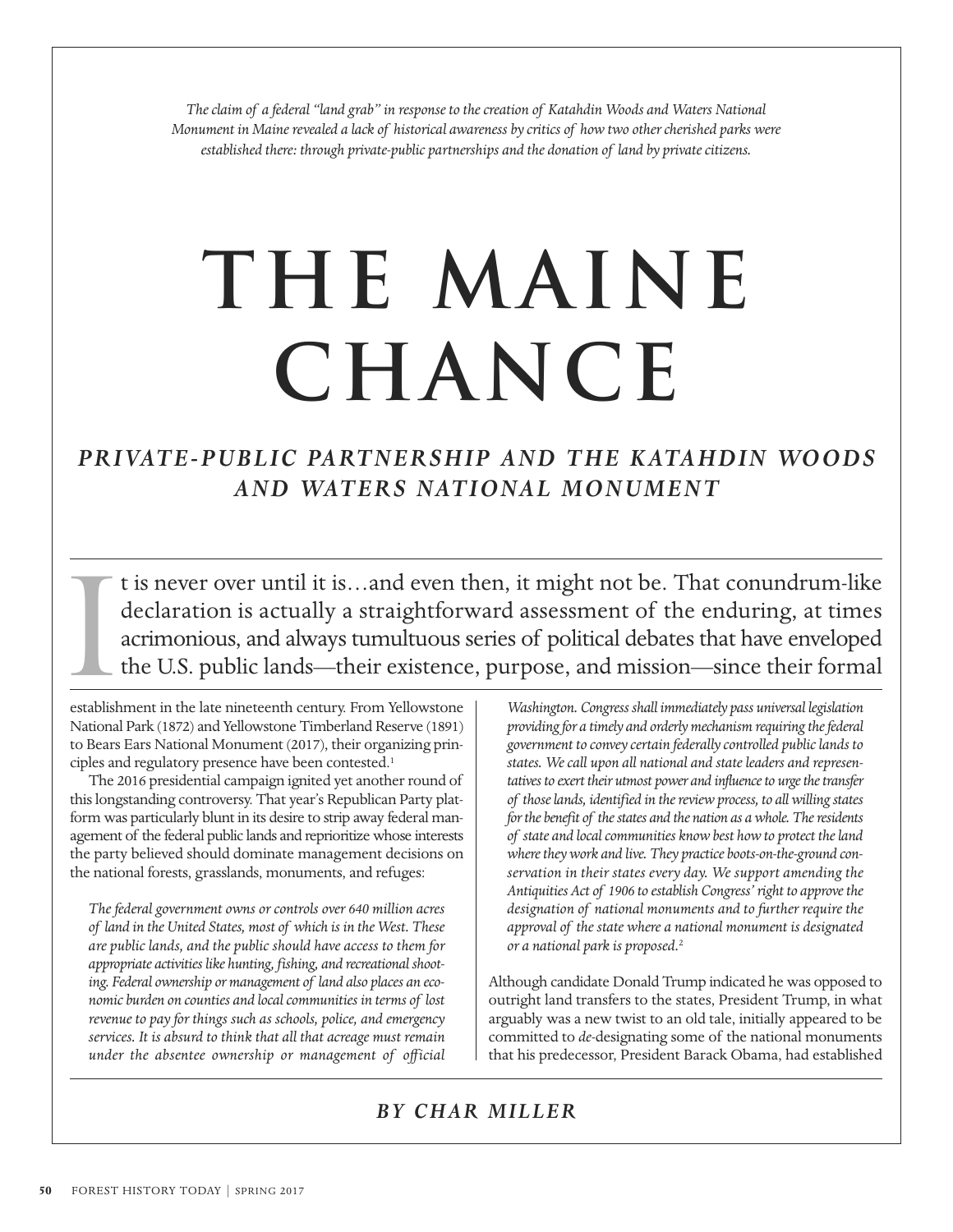*The claim of a federal "land grab" in response to the creation of Katahdin Woods and Waters National Monument in Maine revealed a lack of historical awareness by critics of how two other cherished parks were established there: through private-public partnerships and the donation of land by private citizens.*

# THE MAINE CHANCE

## *PRIVATE-PUBLIC PARTNERSHIP AND THE KATAHDIN WOODS AND WATERS NATIONAL MONUMENT*

It is never over until it is…and even then, it might not be. That conundrum-like declaration is actually a straightforward assessment of the enduring, at times acrimonious, and always tumultuous series of political debates that have enveloped the U.S. public lands—their existence, purpose, and mission—since their formal establishment in the late nineteenth century. From Yellowstone National Park (1872) and Yellowstone Timberland Reserve (1891) to Bears Ears National Monument (2017), their organizing principles and regulatory presence have been contested.[1]

The 2016 presidential campaign ignited yet another round of this longstanding controversy. That year's Republican Party platform was particularly blunt in its desire to strip away federal management of the federal public lands and reprioritize whose interests the party believed should dominate management decisions on the national forests, grasslands, monuments, and refuges:

> *The federal government owns or controls over 640 million acres of land in the United States, most of which is in the West. These are public lands, and the public should have access to them for appropriate activities like hunting, fishing, and recreational shooting. Federal ownership or management of land also places an economic burden on counties and local communities in terms of lost revenue to pay for things such as schools, police, and emergency services. It is absurd to think that all that acreage must remain under the absentee ownership or management of official Washington. Congress shall immediately pass universal legislation providing for a timely and orderly mechanism requiring the federal government to convey certain federally controlled public lands to states. We call upon all national and state leaders and representatives to exert their utmost power and influence to urge the transfer of those lands, identified in the review process, to all willing states for the benefit of the states and the nation as a whole. The residents of state and local communities know best how to protect the land where they work and live. They practice boots-on-the-ground conservation in their states every day. We support amending the Antiquities Act of 1906 to establish Congress' right to approve the designation of national monuments and to further require the approval of the state where a national monument is designated or a national park is proposed.*[2]

Although candidate Donald Trump indicated he was opposed to outright land transfers to the states, President Trump, in what arguably was a new twist to an old tale, initially appeared to be committed to *de*-designating some of the national monuments that his predecessor, President Barack Obama, had established

***BY CHAR MILLER***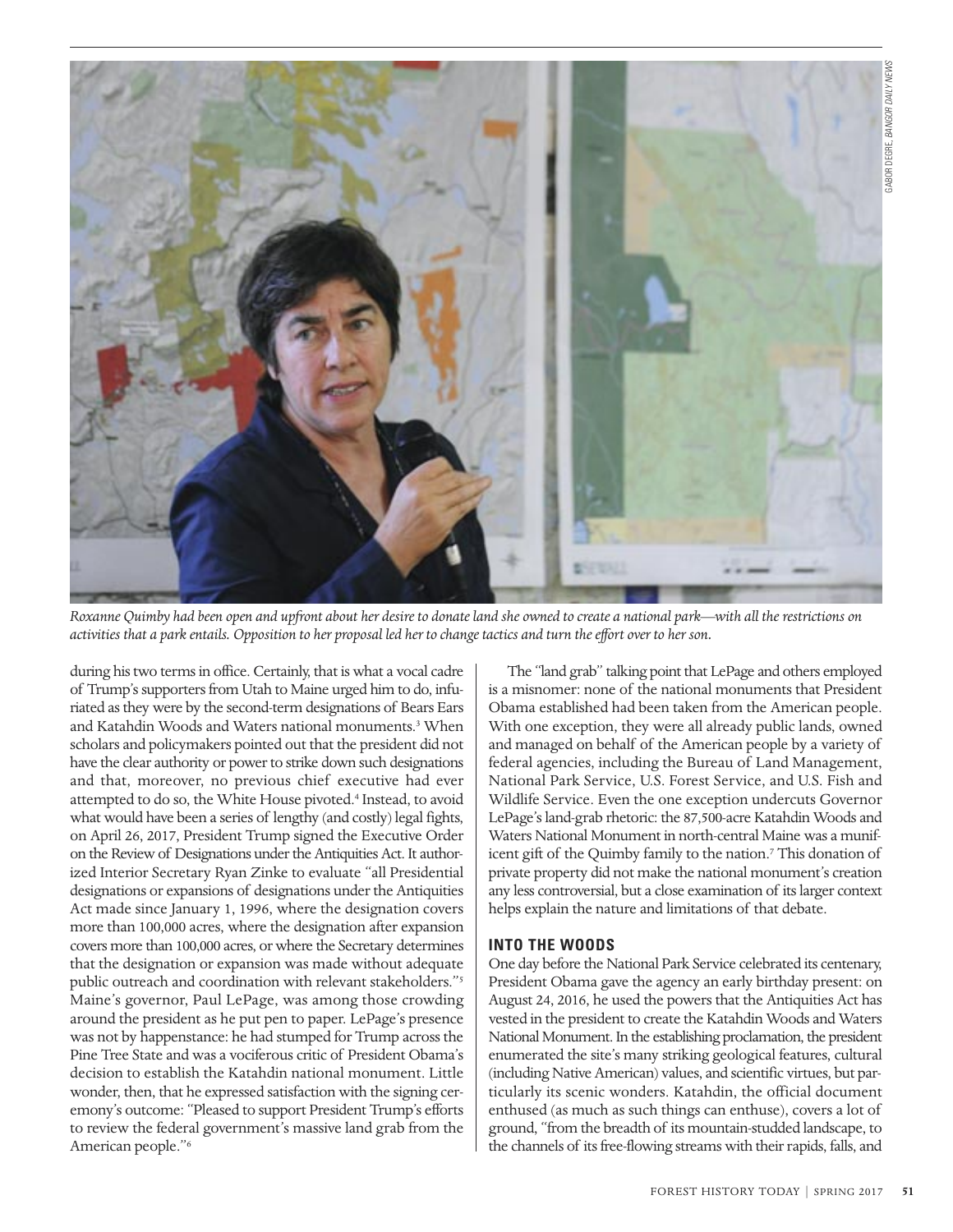*Roxanne Quimby had been open and upfront about her desire to donate land she owned to create a national park—with all the restrictions on activities that a park entails. Opposition to her proposal led her to change tactics and turn the effort over to her son.*

during his two terms in office. Certainly, that is what a vocal cadre of Trump's supporters from Utah to Maine urged him to do, infuriated as they were by the second-term designations of Bears Ears and Katahdin Woods and Waters national monuments.[3] When scholars and policymakers pointed out that the president did not have the clear authority or power to strike down such designations and that, moreover, no previous chief executive had ever attempted to do so, the White House pivoted.[4] Instead, to avoid what would have been a series of lengthy (and costly) legal fights, on April 26, 2017, President Trump signed the Executive Order on the Review of Designations under the Antiquities Act. It authorized Interior Secretary Ryan Zinke to evaluate "all Presidential designations or expansions of designations under the Antiquities Act made since January 1, 1996, where the designation covers more than 100,000 acres, where the designation after expansion covers more than 100,000 acres, or where the Secretary determines that the designation or expansion was made without adequate public outreach and coordination with relevant stakeholders."[5] Maine's governor, Paul LePage, was among those crowding around the president as he put pen to paper. LePage's presence was not by happenstance: he had stumped for Trump across the Pine Tree State and was a vociferous critic of President Obama's decision to establish the Katahdin national monument. Little wonder, then, that he expressed satisfaction with the signing ceremony's outcome: "Pleased to support President Trump's efforts to review the federal government's massive land grab from the American people."[6]

The "land grab" talking point that LePage and others employed is a misnomer: none of the national monuments that President Obama established had been taken from the American people. With one exception, they were all already public lands, owned and managed on behalf of the American people by a variety of federal agencies, including the Bureau of Land Management, National Park Service, U.S. Forest Service, and U.S. Fish and Wildlife Service. Even the one exception undercuts Governor LePage's land-grab rhetoric: the 87,500-acre Katahdin Woods and Waters National Monument in north-central Maine was a munificent gift of the Quimby family to the nation.[7] This donation of private property did not make the national monument's creation any less controversial, but a close examination of its larger context helps explain the nature and limitations of that debate.

## INTO THE WOODS

One day before the National Park Service celebrated its centenary, President Obama gave the agency an early birthday present: on August 24, 2016, he used the powers that the Antiquities Act has vested in the president to create the Katahdin Woods and Waters National Monument. In the establishing proclamation, the president enumerated the site's many striking geological features, cultural (including Native American) values, and scientific virtues, but particularly its scenic wonders. Katahdin, the official document enthused (as much as such things can enthuse), covers a lot of ground, "from the breadth of its mountain-studded landscape, to the channels of its free-flowing streams with their rapids, falls, and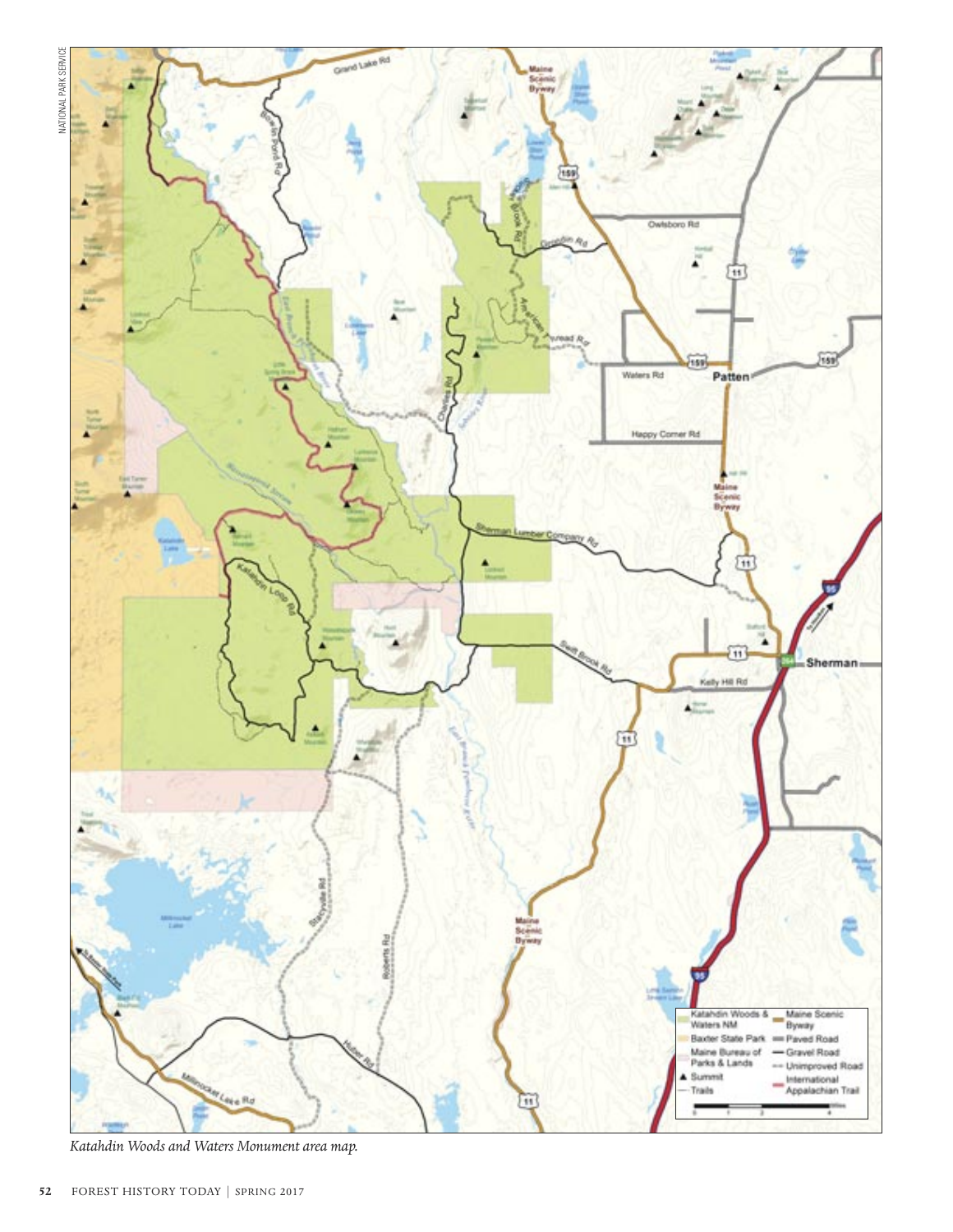*Katahdin Woods and Waters Monument area map.*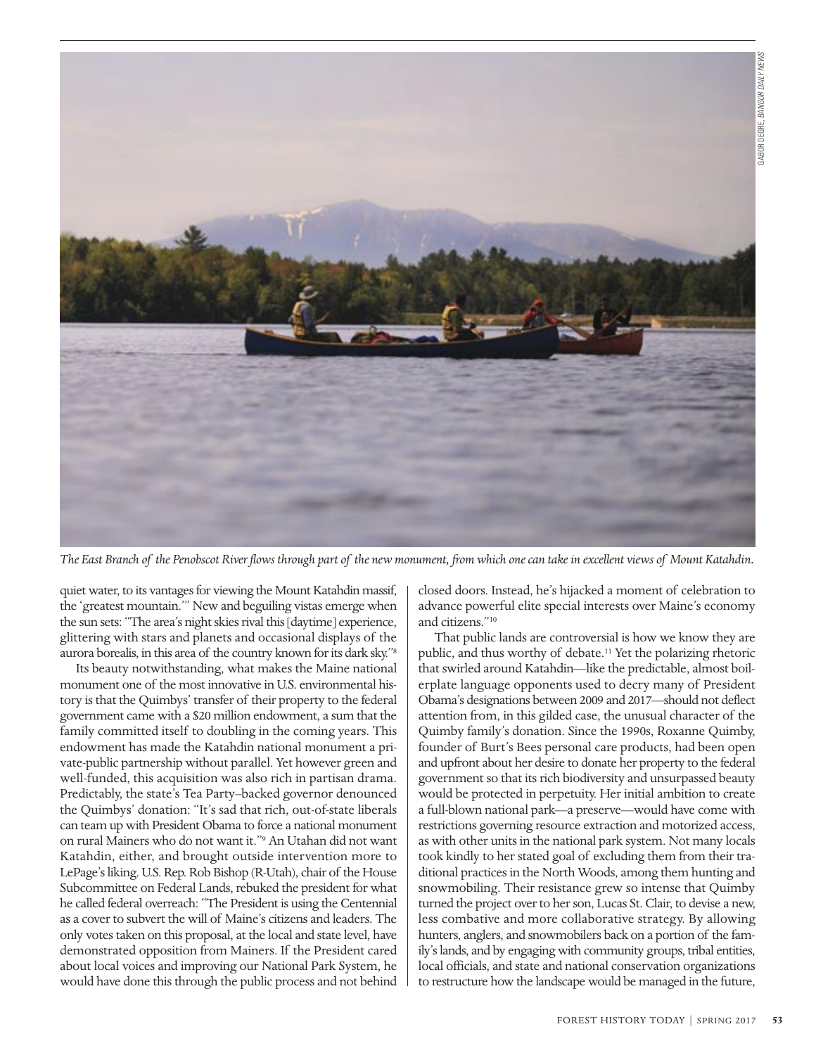GABOR DEGRE, BANGOR DAILY NEWS

*The East Branch of the Penobscot River flows through part of the new monument, from which one can take in excellent views of Mount Katahdin.*

quiet water, to its vantages for viewing the Mount Katahdin massif, the 'greatest mountain.'" New and beguiling vistas emerge when the sun sets: "The area's night skies rival this [daytime] experience, glittering with stars and planets and occasional displays of the aurora borealis, in this area of the country known for its dark sky."[8]

Its beauty notwithstanding, what makes the Maine national monument one of the most innovative in U.S. environmental history is that the Quimbys' transfer of their property to the federal government came with a $20 million endowment, a sum that the family committed itself to doubling in the coming years. This endowment has made the Katahdin national monument a private-public partnership without parallel. Yet however green and well-funded, this acquisition was also rich in partisan drama. Predictably, the state's Tea Party–backed governor denounced the Quimbys' donation: "It's sad that rich, out-of-state liberals can team up with President Obama to force a national monument on rural Mainers who do not want it."[9] An Utahan did not want Katahdin, either, and brought outside intervention more to LePage's liking. U.S. Rep. Rob Bishop (R-Utah), chair of the House Subcommittee on Federal Lands, rebuked the president for what he called federal overreach: "The President is using the Centennial as a cover to subvert the will of Maine's citizens and leaders. The only votes taken on this proposal, at the local and state level, have demonstrated opposition from Mainers. If the President cared about local voices and improving our National Park System, he would have done this through the public process and not behind closed doors. Instead, he's hijacked a moment of celebration to advance powerful elite special interests over Maine's economy and citizens."[10]

That public lands are controversial is how we know they are public, and thus worthy of debate.[11] Yet the polarizing rhetoric that swirled around Katahdin—like the predictable, almost boilerplate language opponents used to decry many of President Obama's designations between 2009 and 2017—should not deflect attention from, in this gilded case, the unusual character of the Quimby family's donation. Since the 1990s, Roxanne Quimby, founder of Burt's Bees personal care products, had been open and upfront about her desire to donate her property to the federal government so that its rich biodiversity and unsurpassed beauty would be protected in perpetuity. Her initial ambition to create a full-blown national park—a preserve—would have come with restrictions governing resource extraction and motorized access, as with other units in the national park system. Not many locals took kindly to her stated goal of excluding them from their traditional practices in the North Woods, among them hunting and snowmobiling. Their resistance grew so intense that Quimby turned the project over to her son, Lucas St. Clair, to devise a new, less combative and more collaborative strategy. By allowing hunters, anglers, and snowmobilers back on a portion of the family's lands, and by engaging with community groups, tribal entities, local officials, and state and national conservation organizations to restructure how the landscape would be managed in the future,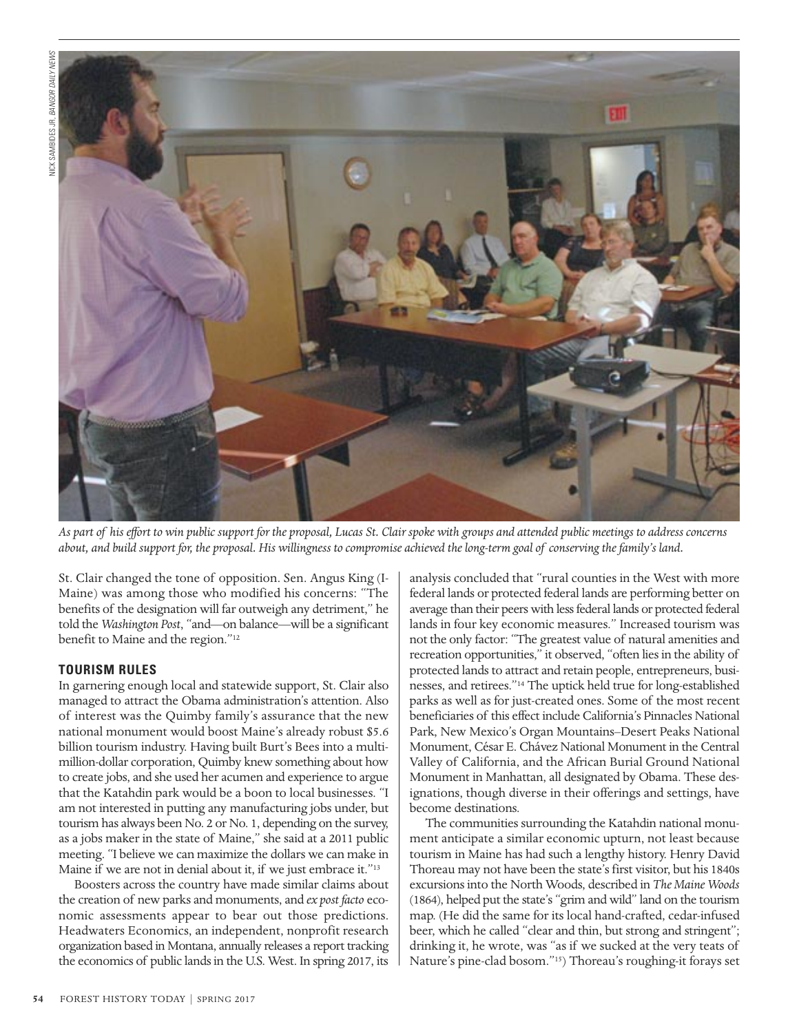NICK SAMBIDES JR, *BANGOR DAILY NEWS*

*As part of his effort to win public support for the proposal, Lucas St. Clair spoke with groups and attended public meetings to address concerns about, and build support for, the proposal. His willingness to compromise achieved the long-term goal of conserving the family's land.*

St. Clair changed the tone of opposition. Sen. Angus King (I-Maine) was among those who modified his concerns: "The benefits of the designation will far outweigh any detriment," he told the *Washington Post*, "and—on balance—will be a significant benefit to Maine and the region."[12]

## TOURISM RULES

In garnering enough local and statewide support, St. Clair also managed to attract the Obama administration's attention. Also of interest was the Quimby family's assurance that the new national monument would boost Maine's already robust $5.6 billion tourism industry. Having built Burt's Bees into a multi-million-dollar corporation, Quimby knew something about how to create jobs, and she used her acumen and experience to argue that the Katahdin park would be a boon to local businesses. "I am not interested in putting any manufacturing jobs under, but tourism has always been No. 2 or No. 1, depending on the survey, as a jobs maker in the state of Maine," she said at a 2011 public meeting. "I believe we can maximize the dollars we can make in Maine if we are not in denial about it, if we just embrace it."[13]

Boosters across the country have made similar claims about the creation of new parks and monuments, and *ex post facto* economic assessments appear to bear out those predictions. Headwaters Economics, an independent, nonprofit research organization based in Montana, annually releases a report tracking the economics of public lands in the U.S. West. In spring 2017, its analysis concluded that "rural counties in the West with more federal lands or protected federal lands are performing better on average than their peers with less federal lands or protected federal lands in four key economic measures." Increased tourism was not the only factor: "The greatest value of natural amenities and recreation opportunities," it observed, "often lies in the ability of protected lands to attract and retain people, entrepreneurs, businesses, and retirees."[14] The uptick held true for long-established parks as well as for just-created ones. Some of the most recent beneficiaries of this effect include California's Pinnacles National Park, New Mexico's Organ Mountains–Desert Peaks National Monument, César E. Chávez National Monument in the Central Valley of California, and the African Burial Ground National Monument in Manhattan, all designated by Obama. These designations, though diverse in their offerings and settings, have become destinations.

The communities surrounding the Katahdin national monument anticipate a similar economic upturn, not least because tourism in Maine has had such a lengthy history. Henry David Thoreau may not have been the state's first visitor, but his 1840s excursions into the North Woods, described in *The Maine Woods* (1864), helped put the state's "grim and wild" land on the tourism map. (He did the same for its local hand-crafted, cedar-infused beer, which he called "clear and thin, but strong and stringent"; drinking it, he wrote, was "as if we sucked at the very teats of Nature's pine-clad bosom."[15]) Thoreau's roughing-it forays set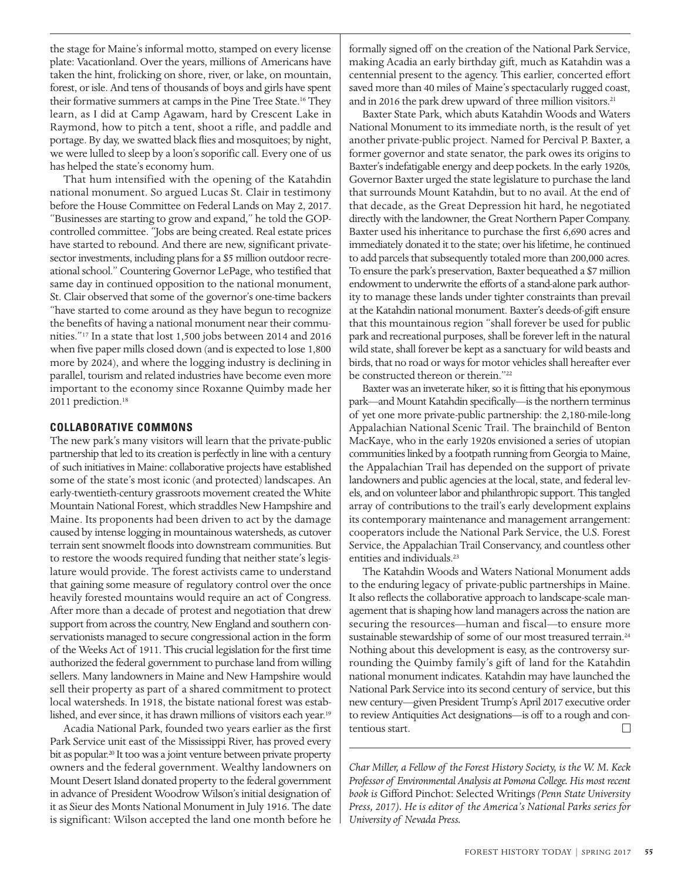the stage for Maine's informal motto, stamped on every license plate: Vacationland. Over the years, millions of Americans have taken the hint, frolicking on shore, river, or lake, on mountain, forest, or isle. And tens of thousands of boys and girls have spent their formative summers at camps in the Pine Tree State.[16] They learn, as I did at Camp Agawam, hard by Crescent Lake in Raymond, how to pitch a tent, shoot a rifle, and paddle and portage. By day, we swatted black flies and mosquitoes; by night, we were lulled to sleep by a loon's soporific call. Every one of us has helped the state's economy hum.

That hum intensified with the opening of the Katahdin national monument. So argued Lucas St. Clair in testimony before the House Committee on Federal Lands on May 2, 2017. "Businesses are starting to grow and expand," he told the GOP-controlled committee. "Jobs are being created. Real estate prices have started to rebound. And there are new, significant private-sector investments, including plans for a $5 million outdoor recreational school." Countering Governor LePage, who testified that same day in continued opposition to the national monument, St. Clair observed that some of the governor's one-time backers "have started to come around as they have begun to recognize the benefits of having a national monument near their communities."[17] In a state that lost 1,500 jobs between 2014 and 2016 when five paper mills closed down (and is expected to lose 1,800 more by 2024), and where the logging industry is declining in parallel, tourism and related industries have become even more important to the economy since Roxanne Quimby made her 2011 prediction.[18]

## COLLABORATIVE COMMONS

The new park's many visitors will learn that the private-public partnership that led to its creation is perfectly in line with a century of such initiatives in Maine: collaborative projects have established some of the state's most iconic (and protected) landscapes. An early-twentieth-century grassroots movement created the White Mountain National Forest, which straddles New Hampshire and Maine. Its proponents had been driven to act by the damage caused by intense logging in mountainous watersheds, as cutover terrain sent snowmelt floods into downstream communities. But to restore the woods required funding that neither state's legislature would provide. The forest activists came to understand that gaining some measure of regulatory control over the once heavily forested mountains would require an act of Congress. After more than a decade of protest and negotiation that drew support from across the country, New England and southern conservationists managed to secure congressional action in the form of the Weeks Act of 1911. This crucial legislation for the first time authorized the federal government to purchase land from willing sellers. Many landowners in Maine and New Hampshire would sell their property as part of a shared commitment to protect local watersheds. In 1918, the bistate national forest was established, and ever since, it has drawn millions of visitors each year.[19]

Acadia National Park, founded two years earlier as the first Park Service unit east of the Mississippi River, has proved every bit as popular.[20] It too was a joint venture between private property owners and the federal government. Wealthy landowners on Mount Desert Island donated property to the federal government in advance of President Woodrow Wilson's initial designation of it as Sieur des Monts National Monument in July 1916. The date is significant: Wilson accepted the land one month before he formally signed off on the creation of the National Park Service, making Acadia an early birthday gift, much as Katahdin was a centennial present to the agency. This earlier, concerted effort saved more than 40 miles of Maine's spectacularly rugged coast, and in 2016 the park drew upward of three million visitors.[21]

Baxter State Park, which abuts Katahdin Woods and Waters National Monument to its immediate north, is the result of yet another private-public project. Named for Percival P. Baxter, a former governor and state senator, the park owes its origins to Baxter's indefatigable energy and deep pockets. In the early 1920s, Governor Baxter urged the state legislature to purchase the land that surrounds Mount Katahdin, but to no avail. At the end of that decade, as the Great Depression hit hard, he negotiated directly with the landowner, the Great Northern Paper Company. Baxter used his inheritance to purchase the first 6,690 acres and immediately donated it to the state; over his lifetime, he continued to add parcels that subsequently totaled more than 200,000 acres. To ensure the park's preservation, Baxter bequeathed a $7 million endowment to underwrite the efforts of a stand-alone park authority to manage these lands under tighter constraints than prevail at the Katahdin national monument. Baxter's deeds-of-gift ensure that this mountainous region "shall forever be used for public park and recreational purposes, shall be forever left in the natural wild state, shall forever be kept as a sanctuary for wild beasts and birds, that no road or ways for motor vehicles shall hereafter ever be constructed thereon or therein."[22]

Baxter was an inveterate hiker, so it is fitting that his eponymous park—and Mount Katahdin specifically—is the northern terminus of yet one more private-public partnership: the 2,180-mile-long Appalachian National Scenic Trail. The brainchild of Benton MacKaye, who in the early 1920s envisioned a series of utopian communities linked by a footpath running from Georgia to Maine, the Appalachian Trail has depended on the support of private landowners and public agencies at the local, state, and federal levels, and on volunteer labor and philanthropic support. This tangled array of contributions to the trail's early development explains its contemporary maintenance and management arrangement: cooperators include the National Park Service, the U.S. Forest Service, the Appalachian Trail Conservancy, and countless other entities and individuals.[23]

The Katahdin Woods and Waters National Monument adds to the enduring legacy of private-public partnerships in Maine. It also reflects the collaborative approach to landscape-scale management that is shaping how land managers across the nation are securing the resources—human and fiscal—to ensure more sustainable stewardship of some of our most treasured terrain.[24] Nothing about this development is easy, as the controversy surrounding the Quimby family's gift of land for the Katahdin national monument indicates. Katahdin may have launched the National Park Service into its second century of service, but this new century—given President Trump's April 2017 executive order to review Antiquities Act designations—is off to a rough and contentious start. □

---

*Char Miller, a Fellow of the Forest History Society, is the W. M. Keck Professor of Environmental Analysis at Pomona College. His most recent book is* Gifford Pinchot: Selected Writings *(Penn State University Press, 2017). He is editor of the America's National Parks series for University of Nevada Press.*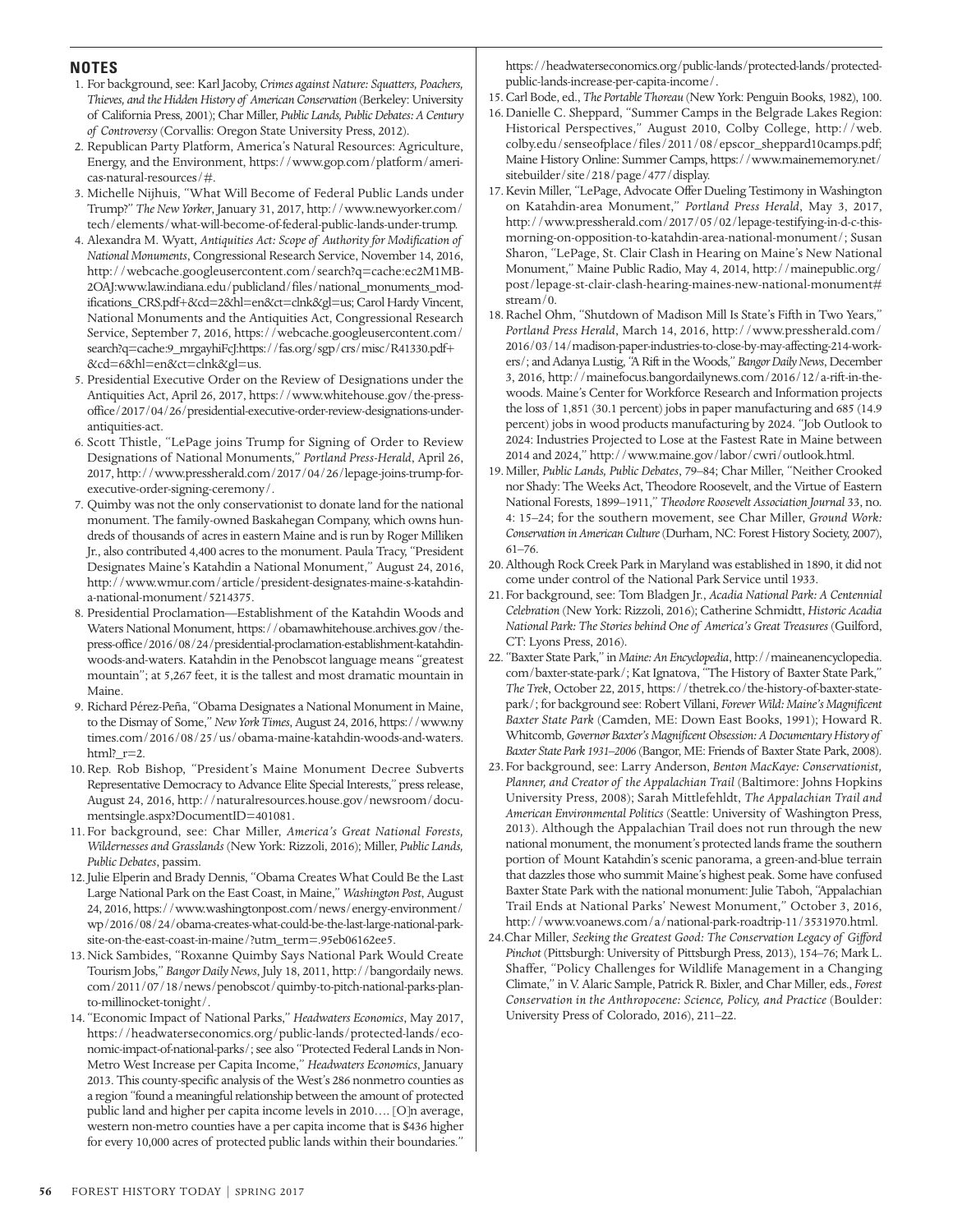## NOTES

1. For background, see: Karl Jacoby, *Crimes against Nature: Squatters, Poachers, Thieves, and the Hidden History of American Conservation* (Berkeley: University of California Press, 2001); Char Miller, *Public Lands, Public Debates: A Century of Controversy* (Corvallis: Oregon State University Press, 2012).
2. Republican Party Platform, America's Natural Resources: Agriculture, Energy, and the Environment, https://www.gop.com/platform/americas-natural-resources/#.
3. Michelle Nijhuis, "What Will Become of Federal Public Lands under Trump?" *The New Yorker*, January 31, 2017, http://www.newyorker.com/tech/elements/what-will-become-of-federal-public-lands-under-trump.
4. Alexandra M. Wyatt, *Antiquities Act: Scope of Authority for Modification of National Monuments*, Congressional Research Service, November 14, 2016, http://webcache.googleusercontent.com/search?q=cache:ec2M1MB-2OAJ:www.law.indiana.edu/publicland/files/national_monuments_modifications_CRS.pdf+&cd=2&hl=en&ct=clnk&gl=us; Carol Hardy Vincent, National Monuments and the Antiquities Act, Congressional Research Service, September 7, 2016, https://webcache.googleusercontent.com/search?q=cache:9_mrgayhiFcJ:https://fas.org/sgp/crs/misc/R41330.pdf+&cd=6&hl=en&ct=clnk&gl=us.
5. Presidential Executive Order on the Review of Designations under the Antiquities Act, April 26, 2017, https://www.whitehouse.gov/the-press-office/2017/04/26/presidential-executive-order-review-designations-under-antiquities-act.
6. Scott Thistle, "LePage joins Trump for Signing of Order to Review Designations of National Monuments," *Portland Press-Herald*, April 26, 2017, http://www.pressherald.com/2017/04/26/lepage-joins-trump-for-executive-order-signing-ceremony/.
7. Quimby was not the only conservationist to donate land for the national monument. The family-owned Baskahegan Company, which owns hundreds of thousands of acres in eastern Maine and is run by Roger Milliken Jr., also contributed 4,400 acres to the monument. Paula Tracy, "President Designates Maine's Katahdin a National Monument," August 24, 2016, http://www.wmur.com/article/president-designates-maine-s-katahdin-a-national-monument/5214375.
8. Presidential Proclamation—Establishment of the Katahdin Woods and Waters National Monument, https://obamawhitehouse.archives.gov/the-press-office/2016/08/24/presidential-proclamation-establishment-katahdin-woods-and-waters. Katahdin in the Penobscot language means "greatest mountain"; at 5,267 feet, it is the tallest and most dramatic mountain in Maine.
9. Richard Pérez-Peña, "Obama Designates a National Monument in Maine, to the Dismay of Some," *New York Times*, August 24, 2016, https://www.nytimes.com/2016/08/25/us/obama-maine-katahdin-woods-and-waters.html?_r=2.
10. Rep. Rob Bishop, "President's Maine Monument Decree Subverts Representative Democracy to Advance Elite Special Interests," press release, August 24, 2016, http://naturalresources.house.gov/newsroom/documentsingle.aspx?DocumentID=401081.
11. For background, see: Char Miller, *America's Great National Forests, Wildernesses and Grasslands* (New York: Rizzoli, 2016); Miller, *Public Lands, Public Debates*, passim.
12. Julie Elperin and Brady Dennis, "Obama Creates What Could Be the Last Large National Park on the East Coast, in Maine," *Washington Post*, August 24, 2016, https://www.washingtonpost.com/news/energy-environment/wp/2016/08/24/obama-creates-what-could-be-the-last-large-national-park-site-on-the-east-coast-in-maine/?utm_term=.95eb06162ee5.
13. Nick Sambides, "Roxanne Quimby Says National Park Would Create Tourism Jobs," *Bangor Daily News*, July 18, 2011, http://bangordaily news.com/2011/07/18/news/penobscot/quimby-to-pitch-national-parks-plan-to-millinocket-tonight/.
14. "Economic Impact of National Parks," *Headwaters Economics*, May 2017, https://headwaterseconomics.org/public-lands/protected-lands/economic-impact-of-national-parks/; see also "Protected Federal Lands in Non-Metro West Increase per Capita Income," *Headwaters Economics*, January 2013. This county-specific analysis of the West's 286 nonmetro counties as a region "found a meaningful relationship between the amount of protected public land and higher per capita income levels in 2010…. [O]n average, western non-metro counties have a per capita income that is $436 higher for every 10,000 acres of protected public lands within their boundaries." https://headwaterseconomics.org/public-lands/protected-lands/protected-public-lands-increase-per-capita-income/.
15. Carl Bode, ed., *The Portable Thoreau* (New York: Penguin Books, 1982), 100.
16. Danielle C. Sheppard, "Summer Camps in the Belgrade Lakes Region: Historical Perspectives," August 2010, Colby College, http://web.colby.edu/senseofplace/files/2011/08/epscor_sheppard10camps.pdf; Maine History Online: Summer Camps, https://www.mainememory.net/sitebuilder/site/218/page/477/display.
17. Kevin Miller, "LePage, Advocate Offer Dueling Testimony in Washington on Katahdin-area Monument," *Portland Press Herald*, May 3, 2017, http://www.pressherald.com/2017/05/02/lepage-testifying-in-d-c-this-morning-on-opposition-to-katahdin-area-national-monument/; Susan Sharon, "LePage, St. Clair Clash in Hearing on Maine's New National Monument," Maine Public Radio, May 4, 2014, http://mainepublic.org/post/lepage-st-clair-clash-hearing-maines-new-national-monument#stream/0.
18. Rachel Ohm, "Shutdown of Madison Mill Is State's Fifth in Two Years," *Portland Press Herald*, March 14, 2016, http://www.pressherald.com/2016/03/14/madison-paper-industries-to-close-by-may-affecting-214-workers/; and Adanya Lustig, "A Rift in the Woods," *Bangor Daily News*, December 3, 2016, http://mainefocus.bangordailynews.com/2016/12/a-rift-in-the-woods. Maine's Center for Workforce Research and Information projects the loss of 1,851 (30.1 percent) jobs in paper manufacturing and 685 (14.9 percent) jobs in wood products manufacturing by 2024. "Job Outlook to 2024: Industries Projected to Lose at the Fastest Rate in Maine between 2014 and 2024," http://www.maine.gov/labor/cwri/outlook.html.
19. Miller, *Public Lands, Public Debates*, 79–84; Char Miller, "Neither Crooked nor Shady: The Weeks Act, Theodore Roosevelt, and the Virtue of Eastern National Forests, 1899–1911," *Theodore Roosevelt Association Journal* 33, no. 4: 15–24; for the southern movement, see Char Miller, *Ground Work: Conservation in American Culture* (Durham, NC: Forest History Society, 2007), 61–76.
20. Although Rock Creek Park in Maryland was established in 1890, it did not come under control of the National Park Service until 1933.
21. For background, see: Tom Bladgen Jr., *Acadia National Park: A Centennial Celebration* (New York: Rizzoli, 2016); Catherine Schmidtt, *Historic Acadia National Park: The Stories behind One of America's Great Treasures* (Guilford, CT: Lyons Press, 2016).
22. "Baxter State Park," in *Maine: An Encyclopedia*, http://maineanencyclopedia.com/baxter-state-park/; Kat Ignatova, "The History of Baxter State Park," *The Trek*, October 22, 2015, https://thetrek.co/the-history-of-baxter-state-park/; for background see: Robert Villani, *Forever Wild: Maine's Magnificent Baxter State Park* (Camden, ME: Down East Books, 1991); Howard R. Whitcomb, *Governor Baxter's Magnificent Obsession: A Documentary History of Baxter State Park 1931–2006* (Bangor, ME: Friends of Baxter State Park, 2008).
23. For background, see: Larry Anderson, *Benton MacKaye: Conservationist, Planner, and Creator of the Appalachian Trail* (Baltimore: Johns Hopkins University Press, 2008); Sarah Mittlefehldt, *The Appalachian Trail and American Environmental Politics* (Seattle: University of Washington Press, 2013). Although the Appalachian Trail does not run through the new national monument, the monument's protected lands frame the southern portion of Mount Katahdin's scenic panorama, a green-and-blue terrain that dazzles those who summit Maine's highest peak. Some have confused Baxter State Park with the national monument: Julie Taboh, "Appalachian Trail Ends at National Parks' Newest Monument," October 3, 2016, http://www.voanews.com/a/national-park-roadtrip-11/3531970.html.
24. Char Miller, *Seeking the Greatest Good: The Conservation Legacy of Gifford Pinchot* (Pittsburgh: University of Pittsburgh Press, 2013), 154–76; Mark L. Shaffer, "Policy Challenges for Wildlife Management in a Changing Climate," in V. Alaric Sample, Patrick R. Bixler, and Char Miller, eds., *Forest Conservation in the Anthropocene: Science, Policy, and Practice* (Boulder: University Press of Colorado, 2016), 211–22.